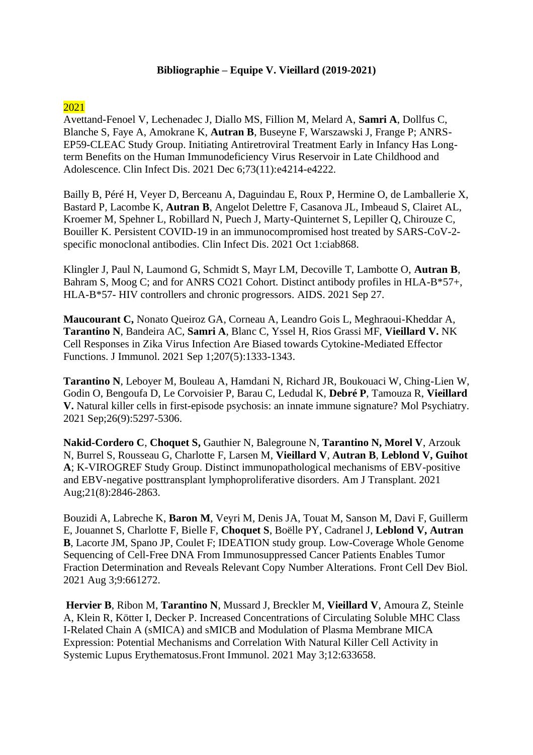**Bibliographie – Equipe V. Vieillard (2019-2021)**

2021

Avettand-Fenoel V, Lechenadec J, Diallo MS, Fillion M, Melard A, **Samri A**, Dollfus C, Blanche S, Faye A, Amokrane K, **Autran B**, Buseyne F, Warszawski J, Frange P; ANRS-EP59-CLEAC Study Group. Initiating Antiretroviral Treatment Early in Infancy Has Long-term Benefits on the Human Immunodeficiency Virus Reservoir in Late Childhood and Adolescence. Clin Infect Dis. 2021 Dec 6;73(11):e4214-e4222.

Bailly B, Péré H, Veyer D, Berceanu A, Daguindau E, Roux P, Hermine O, de Lamballerie X, Bastard P, Lacombe K, **Autran B**, Angelot Delettre F, Casanova JL, Imbeaud S, Clairet AL, Kroemer M, Spehner L, Robillard N, Puech J, Marty-Quinternet S, Lepiller Q, Chirouze C, Bouiller K. Persistent COVID-19 in an immunocompromised host treated by SARS-CoV-2-specific monoclonal antibodies. Clin Infect Dis. 2021 Oct 1:ciab868.

Klingler J, Paul N, Laumond G, Schmidt S, Mayr LM, Decoville T, Lambotte O, **Autran B**, Bahram S, Moog C; and for ANRS CO21 Cohort. Distinct antibody profiles in HLA-B*57+, HLA-B*57- HIV controllers and chronic progressors. AIDS. 2021 Sep 27.

**Maucourant C,** Nonato Queiroz GA, Corneau A, Leandro Gois L, Meghraoui-Kheddar A, **Tarantino N**, Bandeira AC, **Samri A**, Blanc C, Yssel H, Rios Grassi MF, **Vieillard V.** NK Cell Responses in Zika Virus Infection Are Biased towards Cytokine-Mediated Effector Functions. J Immunol. 2021 Sep 1;207(5):1333-1343.

**Tarantino N**, Leboyer M, Bouleau A, Hamdani N, Richard JR, Boukouaci W, Ching-Lien W, Godin O, Bengoufa D, Le Corvoisier P, Barau C, Ledudal K, **Debré P**, Tamouza R, **Vieillard V.** Natural killer cells in first-episode psychosis: an innate immune signature? Mol Psychiatry. 2021 Sep;26(9):5297-5306.

**Nakid-Cordero C**, **Choquet S,** Gauthier N, Balegroune N, **Tarantino N, Morel V**, Arzouk N, Burrel S, Rousseau G, Charlotte F, Larsen M, **Vieillard V**, **Autran B**, **Leblond V, Guihot A**; K-VIROGREF Study Group. Distinct immunopathological mechanisms of EBV-positive and EBV-negative posttransplant lymphoproliferative disorders. Am J Transplant. 2021 Aug;21(8):2846-2863.

Bouzidi A, Labreche K, **Baron M**, Veyri M, Denis JA, Touat M, Sanson M, Davi F, Guillerm E, Jouannet S, Charlotte F, Bielle F, **Choquet S**, Boëlle PY, Cadranel J, **Leblond V, Autran B**, Lacorte JM, Spano JP, Coulet F; IDEATION study group. Low-Coverage Whole Genome Sequencing of Cell-Free DNA From Immunosuppressed Cancer Patients Enables Tumor Fraction Determination and Reveals Relevant Copy Number Alterations. Front Cell Dev Biol. 2021 Aug 3;9:661272.

**Hervier B**, Ribon M, **Tarantino N**, Mussard J, Breckler M, **Vieillard V**, Amoura Z, Steinle A, Klein R, Kötter I, Decker P. Increased Concentrations of Circulating Soluble MHC Class I-Related Chain A (sMICA) and sMICB and Modulation of Plasma Membrane MICA Expression: Potential Mechanisms and Correlation With Natural Killer Cell Activity in Systemic Lupus Erythematosus.Front Immunol. 2021 May 3;12:633658.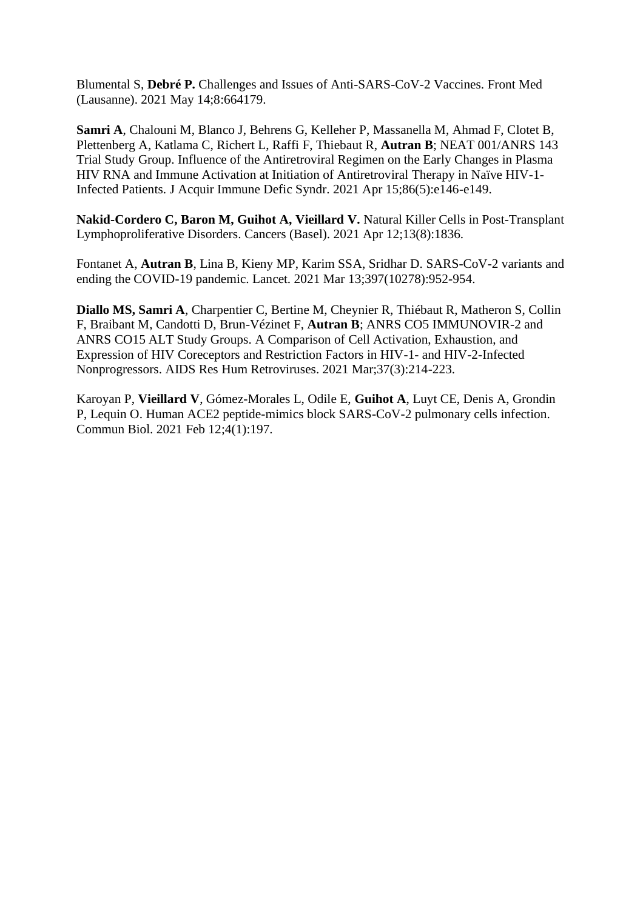Blumental S, **Debré P.** Challenges and Issues of Anti-SARS-CoV-2 Vaccines. Front Med (Lausanne). 2021 May 14;8:664179.

**Samri A**, Chalouni M, Blanco J, Behrens G, Kelleher P, Massanella M, Ahmad F, Clotet B, Plettenberg A, Katlama C, Richert L, Raffi F, Thiebaut R, **Autran B**; NEAT 001/ANRS 143 Trial Study Group. Influence of the Antiretroviral Regimen on the Early Changes in Plasma HIV RNA and Immune Activation at Initiation of Antiretroviral Therapy in Naïve HIV-1-Infected Patients. J Acquir Immune Defic Syndr. 2021 Apr 15;86(5):e146-e149.

**Nakid-Cordero C, Baron M, Guihot A, Vieillard V.** Natural Killer Cells in Post-Transplant Lymphoproliferative Disorders. Cancers (Basel). 2021 Apr 12;13(8):1836.

Fontanet A, **Autran B**, Lina B, Kieny MP, Karim SSA, Sridhar D. SARS-CoV-2 variants and ending the COVID-19 pandemic. Lancet. 2021 Mar 13;397(10278):952-954.

**Diallo MS, Samri A**, Charpentier C, Bertine M, Cheynier R, Thiébaut R, Matheron S, Collin F, Braibant M, Candotti D, Brun-Vézinet F, **Autran B**; ANRS CO5 IMMUNOVIR-2 and ANRS CO15 ALT Study Groups. A Comparison of Cell Activation, Exhaustion, and Expression of HIV Coreceptors and Restriction Factors in HIV-1- and HIV-2-Infected Nonprogressors. AIDS Res Hum Retroviruses. 2021 Mar;37(3):214-223.

Karoyan P, **Vieillard V**, Gómez-Morales L, Odile E, **Guihot A**, Luyt CE, Denis A, Grondin P, Lequin O. Human ACE2 peptide-mimics block SARS-CoV-2 pulmonary cells infection. Commun Biol. 2021 Feb 12;4(1):197.